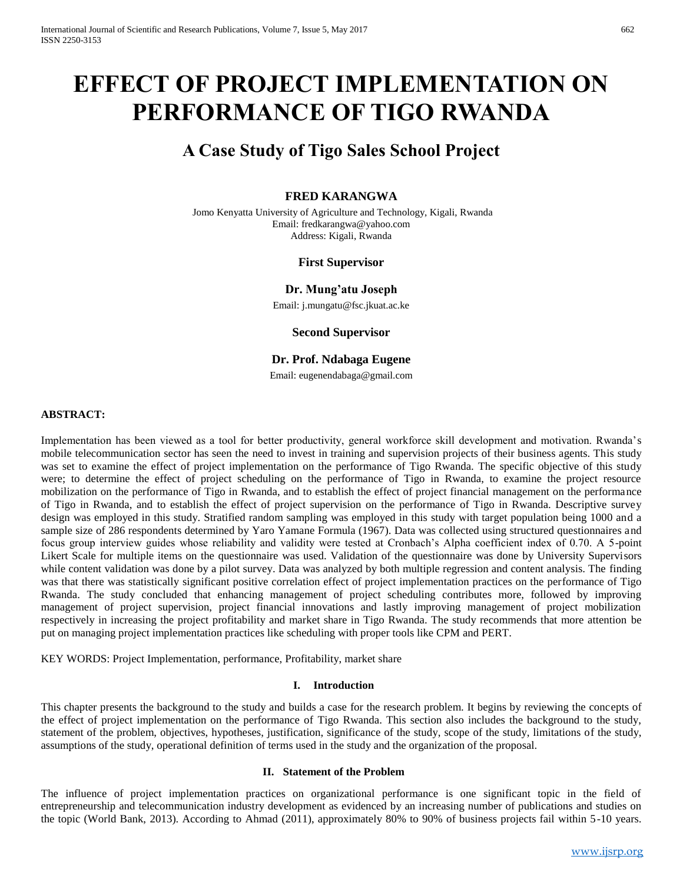# EFFECT OF PROJECT IMPLEMENTATION ON PERFORMANCE OF TIGO RWANDA

## A Case Study of Tigo Sales School Project

**FRED KARANGWA**

Jomo Kenyatta University of Agriculture and Technology, Kigali, Rwanda
Email: fredkarangwa@yahoo.com
Address: Kigali, Rwanda

**First Supervisor**

**Dr. Mung'atu Joseph**

Email: j.mungatu@fsc.jkuat.ac.ke

**Second Supervisor**

**Dr. Prof. Ndabaga Eugene**

Email: eugenendabaga@gmail.com

**ABSTRACT:**

Implementation has been viewed as a tool for better productivity, general workforce skill development and motivation. Rwanda's mobile telecommunication sector has seen the need to invest in training and supervision projects of their business agents. This study was set to examine the effect of project implementation on the performance of Tigo Rwanda. The specific objective of this study were; to determine the effect of project scheduling on the performance of Tigo in Rwanda, to examine the project resource mobilization on the performance of Tigo in Rwanda, and to establish the effect of project financial management on the performance of Tigo in Rwanda, and to establish the effect of project supervision on the performance of Tigo in Rwanda. Descriptive survey design was employed in this study. Stratified random sampling was employed in this study with target population being 1000 and a sample size of 286 respondents determined by Yaro Yamane Formula (1967). Data was collected using structured questionnaires and focus group interview guides whose reliability and validity were tested at Cronbach's Alpha coefficient index of 0.70. A 5-point Likert Scale for multiple items on the questionnaire was used. Validation of the questionnaire was done by University Supervisors while content validation was done by a pilot survey. Data was analyzed by both multiple regression and content analysis. The finding was that there was statistically significant positive correlation effect of project implementation practices on the performance of Tigo Rwanda. The study concluded that enhancing management of project scheduling contributes more, followed by improving management of project supervision, project financial innovations and lastly improving management of project mobilization respectively in increasing the project profitability and market share in Tigo Rwanda. The study recommends that more attention be put on managing project implementation practices like scheduling with proper tools like CPM and PERT.

KEY WORDS: Project Implementation, performance, Profitability, market share

## I. Introduction

This chapter presents the background to the study and builds a case for the research problem. It begins by reviewing the concepts of the effect of project implementation on the performance of Tigo Rwanda. This section also includes the background to the study, statement of the problem, objectives, hypotheses, justification, significance of the study, scope of the study, limitations of the study, assumptions of the study, operational definition of terms used in the study and the organization of the proposal.

## II. Statement of the Problem

The influence of project implementation practices on organizational performance is one significant topic in the field of entrepreneurship and telecommunication industry development as evidenced by an increasing number of publications and studies on the topic (World Bank, 2013). According to Ahmad (2011), approximately 80% to 90% of business projects fail within 5-10 years.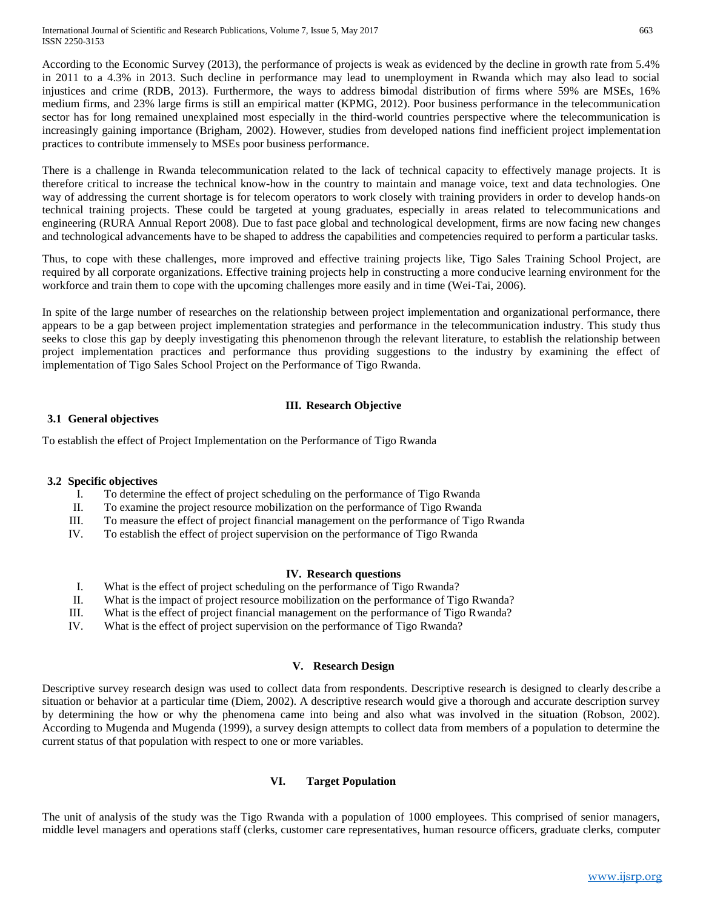According to the Economic Survey (2013), the performance of projects is weak as evidenced by the decline in growth rate from 5.4% in 2011 to a 4.3% in 2013. Such decline in performance may lead to unemployment in Rwanda which may also lead to social injustices and crime (RDB, 2013). Furthermore, the ways to address bimodal distribution of firms where 59% are MSEs, 16% medium firms, and 23% large firms is still an empirical matter (KPMG, 2012). Poor business performance in the telecommunication sector has for long remained unexplained most especially in the third-world countries perspective where the telecommunication is increasingly gaining importance (Brigham, 2002). However, studies from developed nations find inefficient project implementation practices to contribute immensely to MSEs poor business performance.

There is a challenge in Rwanda telecommunication related to the lack of technical capacity to effectively manage projects. It is therefore critical to increase the technical know-how in the country to maintain and manage voice, text and data technologies. One way of addressing the current shortage is for telecom operators to work closely with training providers in order to develop hands-on technical training projects. These could be targeted at young graduates, especially in areas related to telecommunications and engineering (RURA Annual Report 2008). Due to fast pace global and technological development, firms are now facing new changes and technological advancements have to be shaped to address the capabilities and competencies required to perform a particular tasks.

Thus, to cope with these challenges, more improved and effective training projects like, Tigo Sales Training School Project, are required by all corporate organizations. Effective training projects help in constructing a more conducive learning environment for the workforce and train them to cope with the upcoming challenges more easily and in time (Wei-Tai, 2006).

In spite of the large number of researches on the relationship between project implementation and organizational performance, there appears to be a gap between project implementation strategies and performance in the telecommunication industry. This study thus seeks to close this gap by deeply investigating this phenomenon through the relevant literature, to establish the relationship between project implementation practices and performance thus providing suggestions to the industry by examining the effect of implementation of Tigo Sales School Project on the Performance of Tigo Rwanda.

## III. Research Objective

### 3.1 General objectives

To establish the effect of Project Implementation on the Performance of Tigo Rwanda

### 3.2 Specific objectives

I. To determine the effect of project scheduling on the performance of Tigo Rwanda
II. To examine the project resource mobilization on the performance of Tigo Rwanda
III. To measure the effect of project financial management on the performance of Tigo Rwanda
IV. To establish the effect of project supervision on the performance of Tigo Rwanda

## IV. Research questions

I. What is the effect of project scheduling on the performance of Tigo Rwanda?
II. What is the impact of project resource mobilization on the performance of Tigo Rwanda?
III. What is the effect of project financial management on the performance of Tigo Rwanda?
IV. What is the effect of project supervision on the performance of Tigo Rwanda?

## V. Research Design

Descriptive survey research design was used to collect data from respondents. Descriptive research is designed to clearly describe a situation or behavior at a particular time (Diem, 2002). A descriptive research would give a thorough and accurate description survey by determining the how or why the phenomena came into being and also what was involved in the situation (Robson, 2002). According to Mugenda and Mugenda (1999), a survey design attempts to collect data from members of a population to determine the current status of that population with respect to one or more variables.

## VI. Target Population

The unit of analysis of the study was the Tigo Rwanda with a population of 1000 employees. This comprised of senior managers, middle level managers and operations staff (clerks, customer care representatives, human resource officers, graduate clerks, computer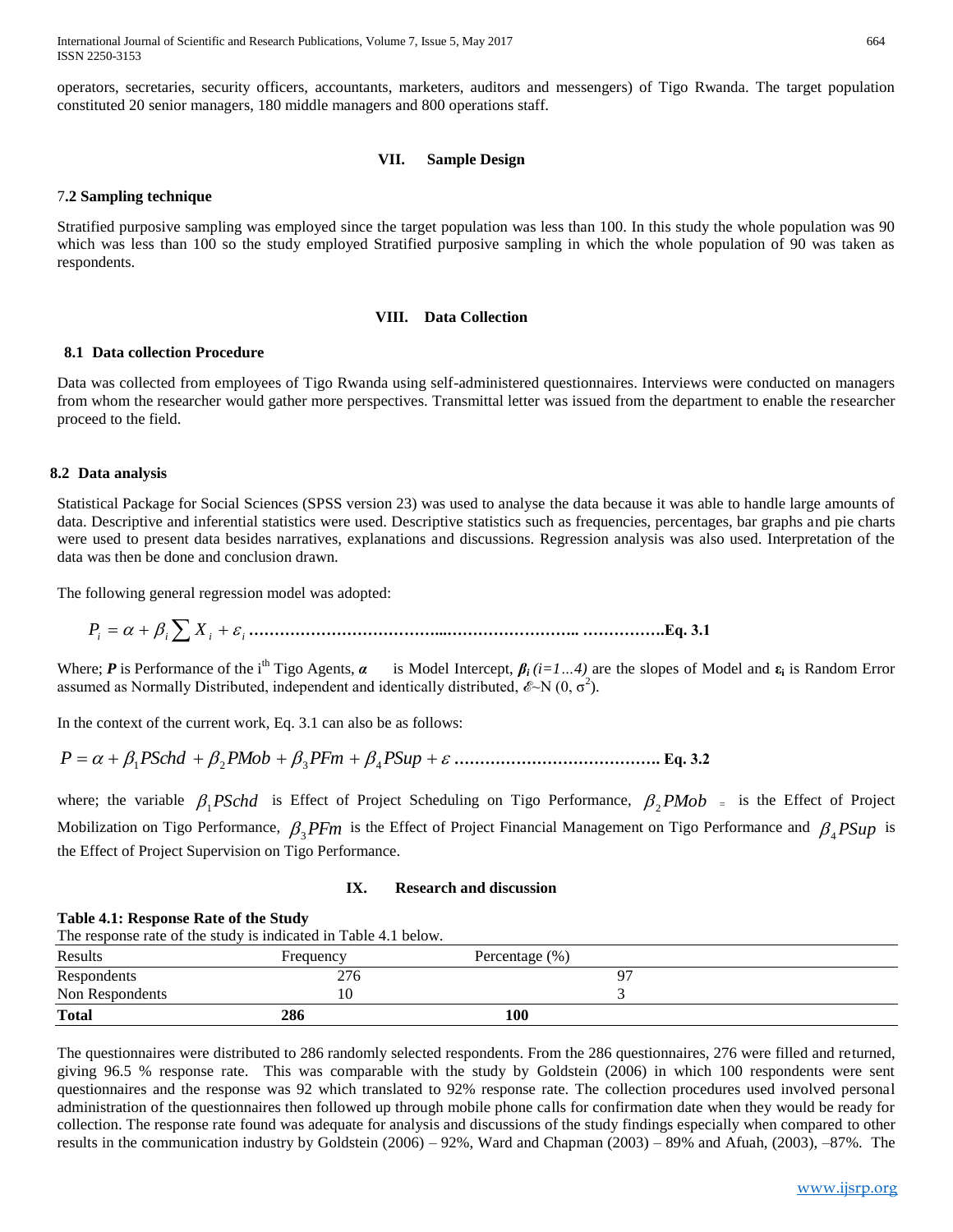operators, secretaries, security officers, accountants, marketers, auditors and messengers) of Tigo Rwanda. The target population constituted 20 senior managers, 180 middle managers and 800 operations staff.

## VII. Sample Design

### 7.2 Sampling technique

Stratified purposive sampling was employed since the target population was less than 100. In this study the whole population was 90 which was less than 100 so the study employed Stratified purposive sampling in which the whole population of 90 was taken as respondents.

## VIII. Data Collection

### 8.1 Data collection Procedure

Data was collected from employees of Tigo Rwanda using self-administered questionnaires. Interviews were conducted on managers from whom the researcher would gather more perspectives. Transmittal letter was issued from the department to enable the researcher proceed to the field.

### 8.2 Data analysis

Statistical Package for Social Sciences (SPSS version 23) was used to analyse the data because it was able to handle large amounts of data. Descriptive and inferential statistics were used. Descriptive statistics such as frequencies, percentages, bar graphs and pie charts were used to present data besides narratives, explanations and discussions. Regression analysis was also used. Interpretation of the data was then be done and conclusion drawn.

The following general regression model was adopted:

$$P_i = \alpha + \beta_i \sum X_i + \varepsilon_i \quad \textbf{Eq. 3.1}$$

Where; ***P*** is Performance of the i[th] Tigo Agents, $\alpha$ is Model Intercept, $\beta_i$ *(i=1…4)* are the slopes of Model and $\varepsilon_i$ is Random Error assumed as Normally Distributed, independent and identically distributed, $\mathcal{E}$~N (0, $\sigma^2$).

In the context of the current work, Eq. 3.1 can also be as follows:

$$P = \alpha + \beta_1 PSchd + \beta_2 PMob + \beta_3 PFm + \beta_4 PSup + \varepsilon \quad \textbf{Eq. 3.2}$$

where; the variable $\beta_1 PSchd$ is Effect of Project Scheduling on Tigo Performance, $\beta_2 PMob$ = is the Effect of Project Mobilization on Tigo Performance, $\beta_3 PFm$ is the Effect of Project Financial Management on Tigo Performance and $\beta_4 PSup$ is the Effect of Project Supervision on Tigo Performance.

## IX. Research and discussion

**Table 4.1: Response Rate of the Study**

The response rate of the study is indicated in Table 4.1 below.

| Results | Frequency | Percentage (%) |
|---|---|---|
| Respondents | 276 | 97 |
| Non Respondents | 10 | 3 |
| **Total** | **286** | **100** |

The questionnaires were distributed to 286 randomly selected respondents. From the 286 questionnaires, 276 were filled and returned, giving 96.5 % response rate. This was comparable with the study by Goldstein (2006) in which 100 respondents were sent questionnaires and the response was 92 which translated to 92% response rate. The collection procedures used involved personal administration of the questionnaires then followed up through mobile phone calls for confirmation date when they would be ready for collection. The response rate found was adequate for analysis and discussions of the study findings especially when compared to other results in the communication industry by Goldstein (2006) – 92%, Ward and Chapman (2003) – 89% and Afuah, (2003), –87%. The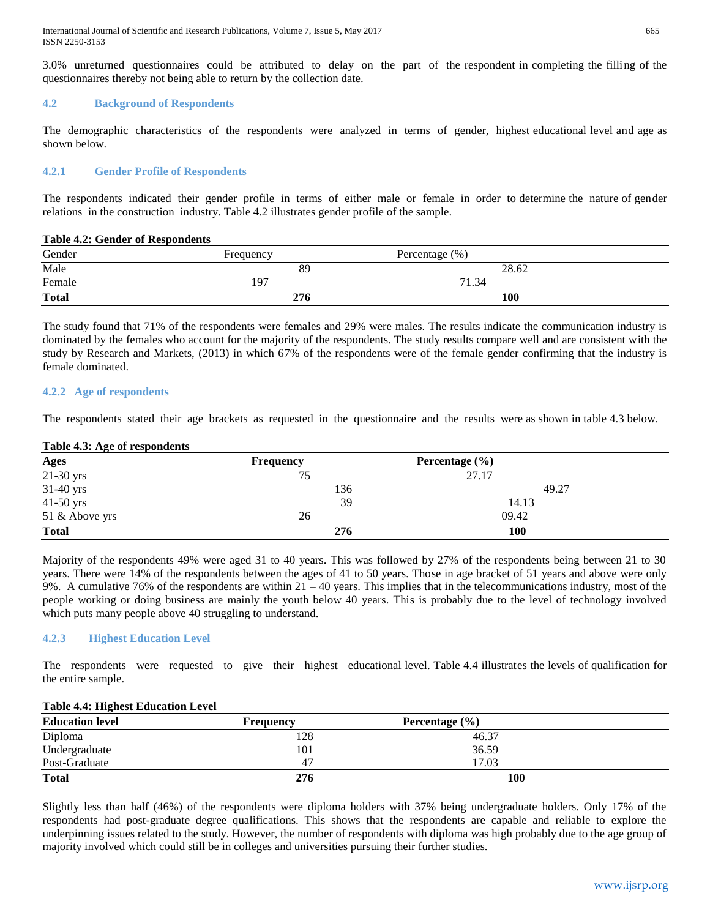3.0% unreturned questionnaires could be attributed to delay on the part of the respondent in completing the filling of the questionnaires thereby not being able to return by the collection date.

## 4.2 Background of Respondents

The demographic characteristics of the respondents were analyzed in terms of gender, highest educational level and age as shown below.

### 4.2.1 Gender Profile of Respondents

The respondents indicated their gender profile in terms of either male or female in order to determine the nature of gender relations in the construction industry. Table 4.2 illustrates gender profile of the sample.

**Table 4.2: Gender of Respondents**

| Gender | Frequency | Percentage (%) |
|---|---|---|
| Male | 89 | 28.62 |
| Female | 197 | 71.34 |
| **Total** | **276** | **100** |

The study found that 71% of the respondents were females and 29% were males. The results indicate the communication industry is dominated by the females who account for the majority of the respondents. The study results compare well and are consistent with the study by Research and Markets, (2013) in which 67% of the respondents were of the female gender confirming that the industry is female dominated.

### 4.2.2 Age of respondents

The respondents stated their age brackets as requested in the questionnaire and the results were as shown in table 4.3 below.

**Table 4.3: Age of respondents**

| Ages | Frequency | Percentage (%) |
|---|---|---|
| 21-30 yrs | 75 | 27.17 |
| 31-40 yrs | 136 | 49.27 |
| 41-50 yrs | 39 | 14.13 |
| 51 & Above yrs | 26 | 09.42 |
| **Total** | **276** | **100** |

Majority of the respondents 49% were aged 31 to 40 years. This was followed by 27% of the respondents being between 21 to 30 years. There were 14% of the respondents between the ages of 41 to 50 years. Those in age bracket of 51 years and above were only 9%. A cumulative 76% of the respondents are within 21 – 40 years. This implies that in the telecommunications industry, most of the people working or doing business are mainly the youth below 40 years. This is probably due to the level of technology involved which puts many people above 40 struggling to understand.

### 4.2.3 Highest Education Level

The respondents were requested to give their highest educational level. Table 4.4 illustrates the levels of qualification for the entire sample.

**Table 4.4: Highest Education Level**

| Education level | Frequency | Percentage (%) |
|---|---|---|
| Diploma | 128 | 46.37 |
| Undergraduate | 101 | 36.59 |
| Post-Graduate | 47 | 17.03 |
| **Total** | **276** | **100** |

Slightly less than half (46%) of the respondents were diploma holders with 37% being undergraduate holders. Only 17% of the respondents had post-graduate degree qualifications. This shows that the respondents are capable and reliable to explore the underpinning issues related to the study. However, the number of respondents with diploma was high probably due to the age group of majority involved which could still be in colleges and universities pursuing their further studies.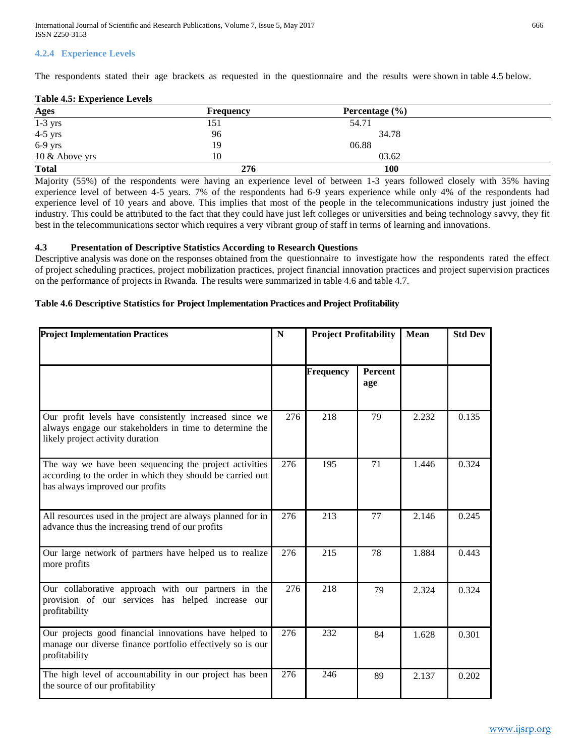### 4.2.4 Experience Levels

The respondents stated their age brackets as requested in the questionnaire and the results were shown in table 4.5 below.

**Table 4.5: Experience Levels**

| Ages | Frequency | Percentage (%) |
|---|---|---|
| 1-3 yrs | 151 | 54.71 |
| 4-5 yrs | 96 | 34.78 |
| 6-9 yrs | 19 | 06.88 |
| 10 & Above yrs | 10 | 03.62 |
| **Total** | **276** | **100** |

Majority (55%) of the respondents were having an experience level of between 1-3 years followed closely with 35% having experience level of between 4-5 years. 7% of the respondents had 6-9 years experience while only 4% of the respondents had experience level of 10 years and above. This implies that most of the people in the telecommunications industry just joined the industry. This could be attributed to the fact that they could have just left colleges or universities and being technology savvy, they fit best in the telecommunications sector which requires a very vibrant group of staff in terms of learning and innovations.

## 4.3 Presentation of Descriptive Statistics According to Research Questions

Descriptive analysis was done on the responses obtained from the questionnaire to investigate how the respondents rated the effect of project scheduling practices, project mobilization practices, project financial innovation practices and project supervision practices on the performance of projects in Rwanda. The results were summarized in table 4.6 and table 4.7.

**Table 4.6 Descriptive Statistics for Project Implementation Practices and Project Profitability**

| Project Implementation Practices | N | Project Profitability | | Mean | Std Dev |
|---|---|---|---|---|---|
| | | Frequency | Percentage | | |
| Our profit levels have consistently increased since we always engage our stakeholders in time to determine the likely project activity duration | 276 | 218 | 79 | 2.232 | 0.135 |
| The way we have been sequencing the project activities according to the order in which they should be carried out has always improved our profits | 276 | 195 | 71 | 1.446 | 0.324 |
| All resources used in the project are always planned for in advance thus the increasing trend of our profits | 276 | 213 | 77 | 2.146 | 0.245 |
| Our large network of partners have helped us to realize more profits | 276 | 215 | 78 | 1.884 | 0.443 |
| Our collaborative approach with our partners in the provision of our services has helped increase our profitability | 276 | 218 | 79 | 2.324 | 0.324 |
| Our projects good financial innovations have helped to manage our diverse finance portfolio effectively so is our profitability | 276 | 232 | 84 | 1.628 | 0.301 |
| The high level of accountability in our project has been the source of our profitability | 276 | 246 | 89 | 2.137 | 0.202 |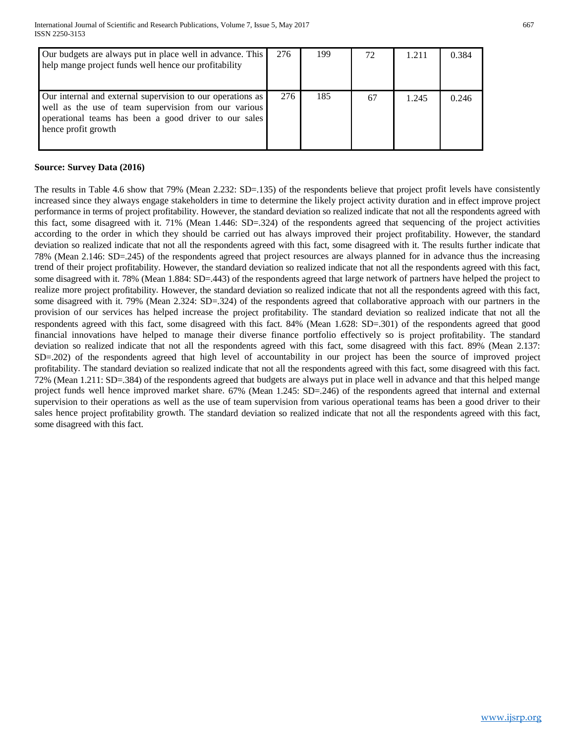| | | | | | |
|---|---|---|---|---|---|
| Our budgets are always put in place well in advance. This help mange project funds well hence our profitability | 276 | 199 | 72 | 1.211 | 0.384 |
| Our internal and external supervision to our operations as well as the use of team supervision from our various operational teams has been a good driver to our sales hence profit growth | 276 | 185 | 67 | 1.245 | 0.246 |

**Source: Survey Data (2016)**

The results in Table 4.6 show that 79% (Mean 2.232: SD=.135) of the respondents believe that project profit levels have consistently increased since they always engage stakeholders in time to determine the likely project activity duration and in effect improve project performance in terms of project profitability. However, the standard deviation so realized indicate that not all the respondents agreed with this fact, some disagreed with it. 71% (Mean 1.446: SD=.324) of the respondents agreed that sequencing of the project activities according to the order in which they should be carried out has always improved their project profitability. However, the standard deviation so realized indicate that not all the respondents agreed with this fact, some disagreed with it. The results further indicate that 78% (Mean 2.146: SD=.245) of the respondents agreed that project resources are always planned for in advance thus the increasing trend of their project profitability. However, the standard deviation so realized indicate that not all the respondents agreed with this fact, some disagreed with it. 78% (Mean 1.884: SD=.443) of the respondents agreed that large network of partners have helped the project to realize more project profitability. However, the standard deviation so realized indicate that not all the respondents agreed with this fact, some disagreed with it. 79% (Mean 2.324: SD=.324) of the respondents agreed that collaborative approach with our partners in the provision of our services has helped increase the project profitability. The standard deviation so realized indicate that not all the respondents agreed with this fact, some disagreed with this fact. 84% (Mean 1.628: SD=.301) of the respondents agreed that good financial innovations have helped to manage their diverse finance portfolio effectively so is project profitability. The standard deviation so realized indicate that not all the respondents agreed with this fact, some disagreed with this fact. 89% (Mean 2.137: SD=.202) of the respondents agreed that high level of accountability in our project has been the source of improved project profitability. The standard deviation so realized indicate that not all the respondents agreed with this fact, some disagreed with this fact. 72% (Mean 1.211: SD=.384) of the respondents agreed that budgets are always put in place well in advance and that this helped mange project funds well hence improved market share. 67% (Mean 1.245: SD=.246) of the respondents agreed that internal and external supervision to their operations as well as the use of team supervision from various operational teams has been a good driver to their sales hence project profitability growth. The standard deviation so realized indicate that not all the respondents agreed with this fact, some disagreed with this fact.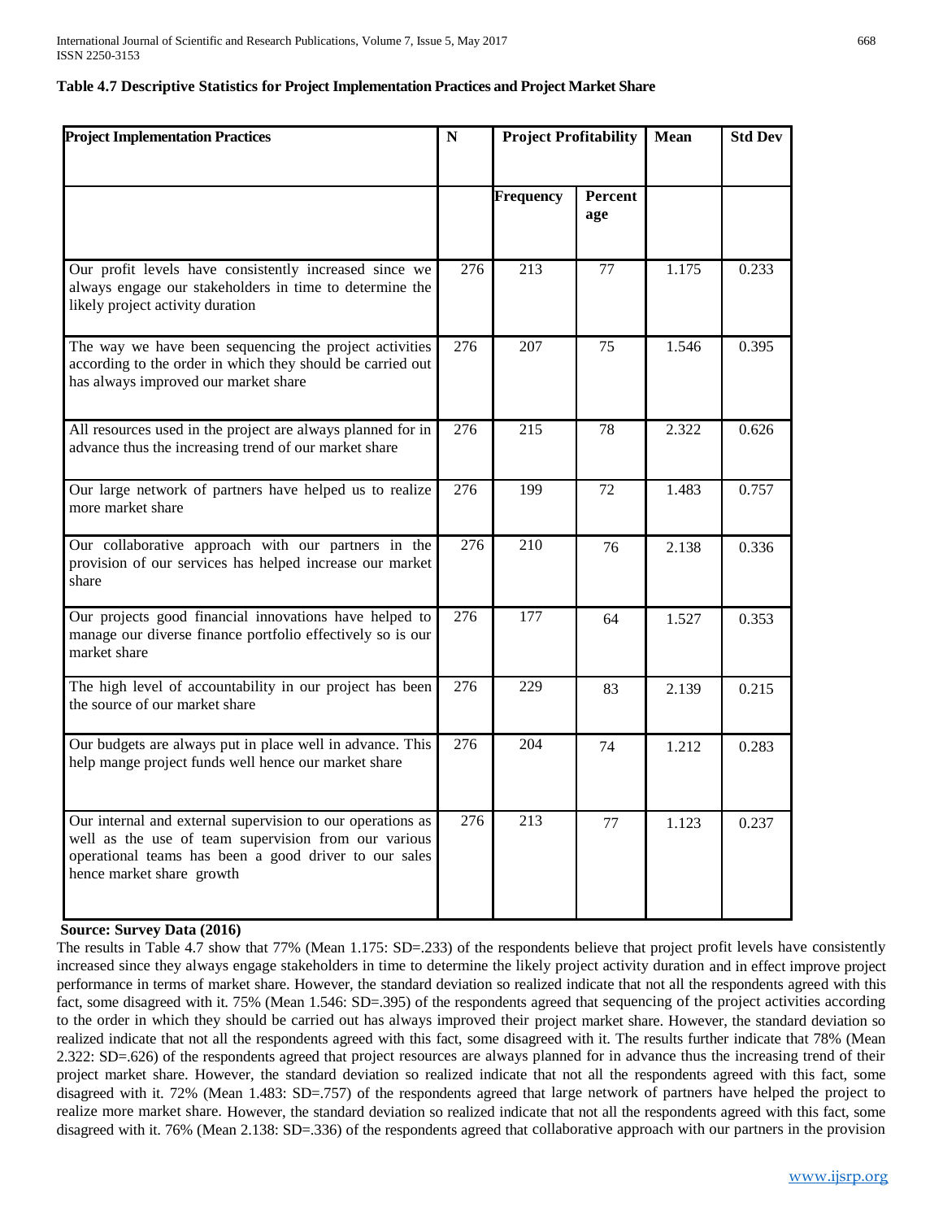**Table 4.7 Descriptive Statistics for Project Implementation Practices and Project Market Share**

| Project Implementation Practices | N | Project Profitability | | Mean | Std Dev |
|---|---|---|---|---|---|
| | | Frequency | Percentage | | |
| Our profit levels have consistently increased since we always engage our stakeholders in time to determine the likely project activity duration | 276 | 213 | 77 | 1.175 | 0.233 |
| The way we have been sequencing the project activities according to the order in which they should be carried out has always improved our market share | 276 | 207 | 75 | 1.546 | 0.395 |
| All resources used in the project are always planned for in advance thus the increasing trend of our market share | 276 | 215 | 78 | 2.322 | 0.626 |
| Our large network of partners have helped us to realize more market share | 276 | 199 | 72 | 1.483 | 0.757 |
| Our collaborative approach with our partners in the provision of our services has helped increase our market share | 276 | 210 | 76 | 2.138 | 0.336 |
| Our projects good financial innovations have helped to manage our diverse finance portfolio effectively so is our market share | 276 | 177 | 64 | 1.527 | 0.353 |
| The high level of accountability in our project has been the source of our market share | 276 | 229 | 83 | 2.139 | 0.215 |
| Our budgets are always put in place well in advance. This help mange project funds well hence our market share | 276 | 204 | 74 | 1.212 | 0.283 |
| Our internal and external supervision to our operations as well as the use of team supervision from our various operational teams has been a good driver to our sales hence market share growth | 276 | 213 | 77 | 1.123 | 0.237 |

**Source: Survey Data (2016)**

The results in Table 4.7 show that 77% (Mean 1.175: SD=.233) of the respondents believe that project profit levels have consistently increased since they always engage stakeholders in time to determine the likely project activity duration and in effect improve project performance in terms of market share. However, the standard deviation so realized indicate that not all the respondents agreed with this fact, some disagreed with it. 75% (Mean 1.546: SD=.395) of the respondents agreed that sequencing of the project activities according to the order in which they should be carried out has always improved their project market share. However, the standard deviation so realized indicate that not all the respondents agreed with this fact, some disagreed with it. The results further indicate that 78% (Mean 2.322: SD=.626) of the respondents agreed that project resources are always planned for in advance thus the increasing trend of their project market share. However, the standard deviation so realized indicate that not all the respondents agreed with this fact, some disagreed with it. 72% (Mean 1.483: SD=.757) of the respondents agreed that large network of partners have helped the project to realize more market share. However, the standard deviation so realized indicate that not all the respondents agreed with this fact, some disagreed with it. 76% (Mean 2.138: SD=.336) of the respondents agreed that collaborative approach with our partners in the provision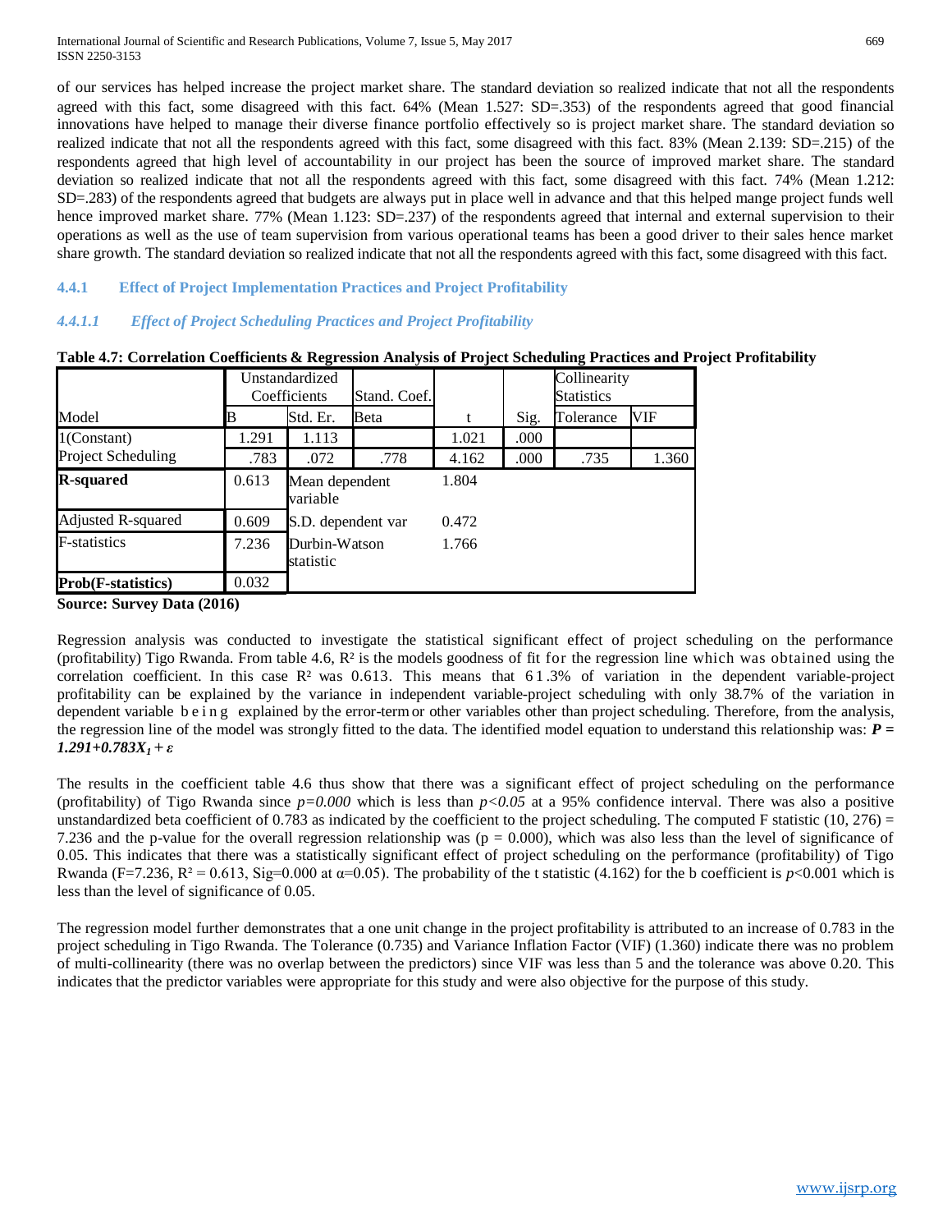of our services has helped increase the project market share. The standard deviation so realized indicate that not all the respondents agreed with this fact, some disagreed with this fact. 64% (Mean 1.527: SD=.353) of the respondents agreed that good financial innovations have helped to manage their diverse finance portfolio effectively so is project market share. The standard deviation so realized indicate that not all the respondents agreed with this fact, some disagreed with this fact. 83% (Mean 2.139: SD=.215) of the respondents agreed that high level of accountability in our project has been the source of improved market share. The standard deviation so realized indicate that not all the respondents agreed with this fact, some disagreed with this fact. 74% (Mean 1.212: SD=.283) of the respondents agreed that budgets are always put in place well in advance and that this helped mange project funds well hence improved market share. 77% (Mean 1.123: SD=.237) of the respondents agreed that internal and external supervision to their operations as well as the use of team supervision from various operational teams has been a good driver to their sales hence market share growth. The standard deviation so realized indicate that not all the respondents agreed with this fact, some disagreed with this fact.

### 4.4.1 Effect of Project Implementation Practices and Project Profitability

#### *4.4.1.1 Effect of Project Scheduling Practices and Project Profitability*

**Table 4.7: Correlation Coefficients & Regression Analysis of Project Scheduling Practices and Project Profitability**

| | Unstandardized Coefficients | | Stand. Coef. | | | Collinearity Statistics | |
|---|---|---|---|---|---|---|---|
| Model | B | Std. Er. | Beta | t | Sig. | Tolerance | VIF |
| 1(Constant) | 1.291 | 1.113 | | 1.021 | .000 | | |
| Project Scheduling | .783 | .072 | .778 | 4.162 | .000 | .735 | 1.360 |
| **R-squared** | 0.613 | Mean dependent variable | | 1.804 | | | |
| Adjusted R-squared | 0.609 | S.D. dependent var | | 0.472 | | | |
| F-statistics | 7.236 | Durbin-Watson statistic | | 1.766 | | | |
| **Prob(F-statistics)** | 0.032 | | | | | | |

**Source: Survey Data (2016)**

Regression analysis was conducted to investigate the statistical significant effect of project scheduling on the performance (profitability) Tigo Rwanda. From table 4.6, $R^2$ is the models goodness of fit for the regression line which was obtained using the correlation coefficient. In this case $R^2$ was 0.613. This means that 61.3% of variation in the dependent variable-project profitability can be explained by the variance in independent variable-project scheduling with only 38.7% of the variation in dependent variable being explained by the error-term or other variables other than project scheduling. Therefore, from the analysis, the regression line of the model was strongly fitted to the data. The identified model equation to understand this relationship was: $P = 1.291+0.783X_1 + \varepsilon$

The results in the coefficient table 4.6 thus show that there was a significant effect of project scheduling on the performance (profitability) of Tigo Rwanda since $p=0.000$ which is less than $p<0.05$ at a 95% confidence interval. There was also a positive unstandardized beta coefficient of 0.783 as indicated by the coefficient to the project scheduling. The computed F statistic (10, 276) = 7.236 and the p-value for the overall regression relationship was ($p = 0.000$), which was also less than the level of significance of 0.05. This indicates that there was a statistically significant effect of project scheduling on the performance (profitability) of Tigo Rwanda ($F=7.236$, $R^2 = 0.613$, Sig=0.000 at $\alpha=0.05$). The probability of the t statistic (4.162) for the b coefficient is $p<0.001$ which is less than the level of significance of 0.05.

The regression model further demonstrates that a one unit change in the project profitability is attributed to an increase of 0.783 in the project scheduling in Tigo Rwanda. The Tolerance (0.735) and Variance Inflation Factor (VIF) (1.360) indicate there was no problem of multi-collinearity (there was no overlap between the predictors) since VIF was less than 5 and the tolerance was above 0.20. This indicates that the predictor variables were appropriate for this study and were also objective for the purpose of this study.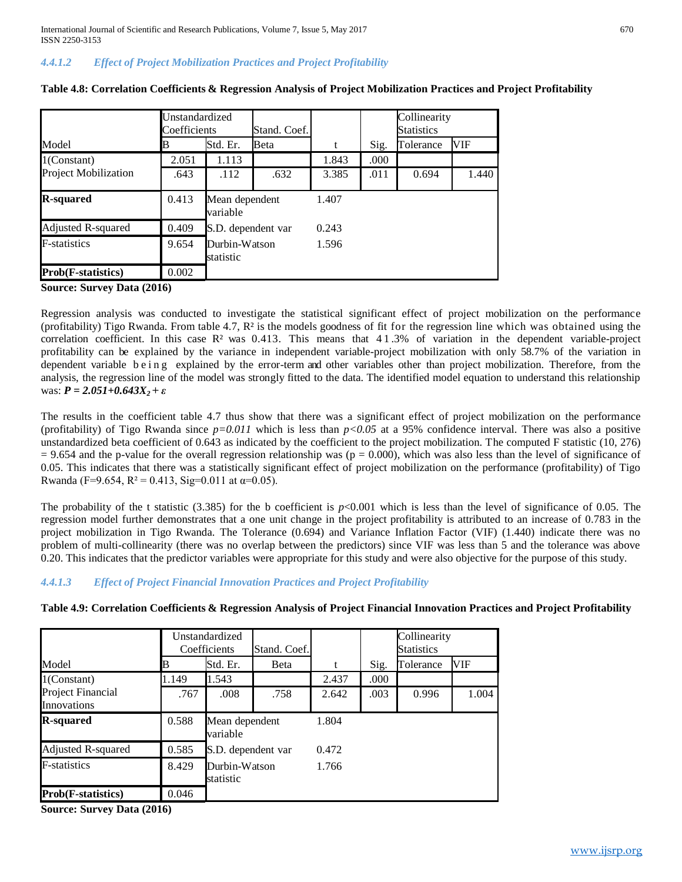#### 4.4.1.2 Effect of Project Mobilization Practices and Project Profitability

**Table 4.8: Correlation Coefficients & Regression Analysis of Project Mobilization Practices and Project Profitability**

| Model | Unstandardized Coefficients | | Stand. Coef. | | | Collinearity Statistics | |
|---|---|---|---|---|---|---|---|
| | B | Std. Er. | Beta | t | Sig. | Tolerance | VIF |
| 1(Constant) | 2.051 | 1.113 | | 1.843 | .000 | | |
| Project Mobilization | .643 | .112 | .632 | 3.385 | .011 | 0.694 | 1.440 |
| **R-squared** | 0.413 | Mean dependent variable | | 1.407 | | | |
| Adjusted R-squared | 0.409 | S.D. dependent var | | 0.243 | | | |
| F-statistics | 9.654 | Durbin-Watson statistic | | 1.596 | | | |
| **Prob(F-statistics)** | 0.002 | | | | | | |

**Source: Survey Data (2016)**

Regression analysis was conducted to investigate the statistical significant effect of project mobilization on the performance (profitability) Tigo Rwanda. From table 4.7, $R^2$ is the models goodness of fit for the regression line which was obtained using the correlation coefficient. In this case $R^2$ was 0.413. This means that 41.3% of variation in the dependent variable-project profitability can be explained by the variance in independent variable-project mobilization with only 58.7% of the variation in dependent variable being explained by the error-term and other variables other than project mobilization. Therefore, from the analysis, the regression line of the model was strongly fitted to the data. The identified model equation to understand this relationship was: $\boldsymbol{P = 2.051+0.643X_2 + \varepsilon}$

The results in the coefficient table 4.7 thus show that there was a significant effect of project mobilization on the performance (profitability) of Tigo Rwanda since $p=0.011$ which is less than $p<0.05$ at a 95% confidence interval. There was also a positive unstandardized beta coefficient of 0.643 as indicated by the coefficient to the project mobilization. The computed F statistic (10, 276) = 9.654 and the p-value for the overall regression relationship was (p = 0.000), which was also less than the level of significance of 0.05. This indicates that there was a statistically significant effect of project mobilization on the performance (profitability) of Tigo Rwanda (F=9.654, $R^2$ = 0.413, Sig=0.011 at $\alpha$=0.05).

The probability of the t statistic (3.385) for the b coefficient is $p$<0.001 which is less than the level of significance of 0.05. The regression model further demonstrates that a one unit change in the project profitability is attributed to an increase of 0.783 in the project mobilization in Tigo Rwanda. The Tolerance (0.694) and Variance Inflation Factor (VIF) (1.440) indicate there was no problem of multi-collinearity (there was no overlap between the predictors) since VIF was less than 5 and the tolerance was above 0.20. This indicates that the predictor variables were appropriate for this study and were also objective for the purpose of this study.

#### 4.4.1.3 Effect of Project Financial Innovation Practices and Project Profitability

**Table 4.9: Correlation Coefficients & Regression Analysis of Project Financial Innovation Practices and Project Profitability**

| Model | Unstandardized Coefficients | | Stand. Coef. | | | Collinearity Statistics | |
|---|---|---|---|---|---|---|---|
| | B | Std. Er. | Beta | t | Sig. | Tolerance | VIF |
| 1(Constant) | 1.149 | 1.543 | | 2.437 | .000 | | |
| Project Financial Innovations | .767 | .008 | .758 | 2.642 | .003 | 0.996 | 1.004 |
| **R-squared** | 0.588 | Mean dependent variable | | 1.804 | | | |
| Adjusted R-squared | 0.585 | S.D. dependent var | | 0.472 | | | |
| F-statistics | 8.429 | Durbin-Watson statistic | | 1.766 | | | |
| **Prob(F-statistics)** | 0.046 | | | | | | |

**Source: Survey Data (2016)**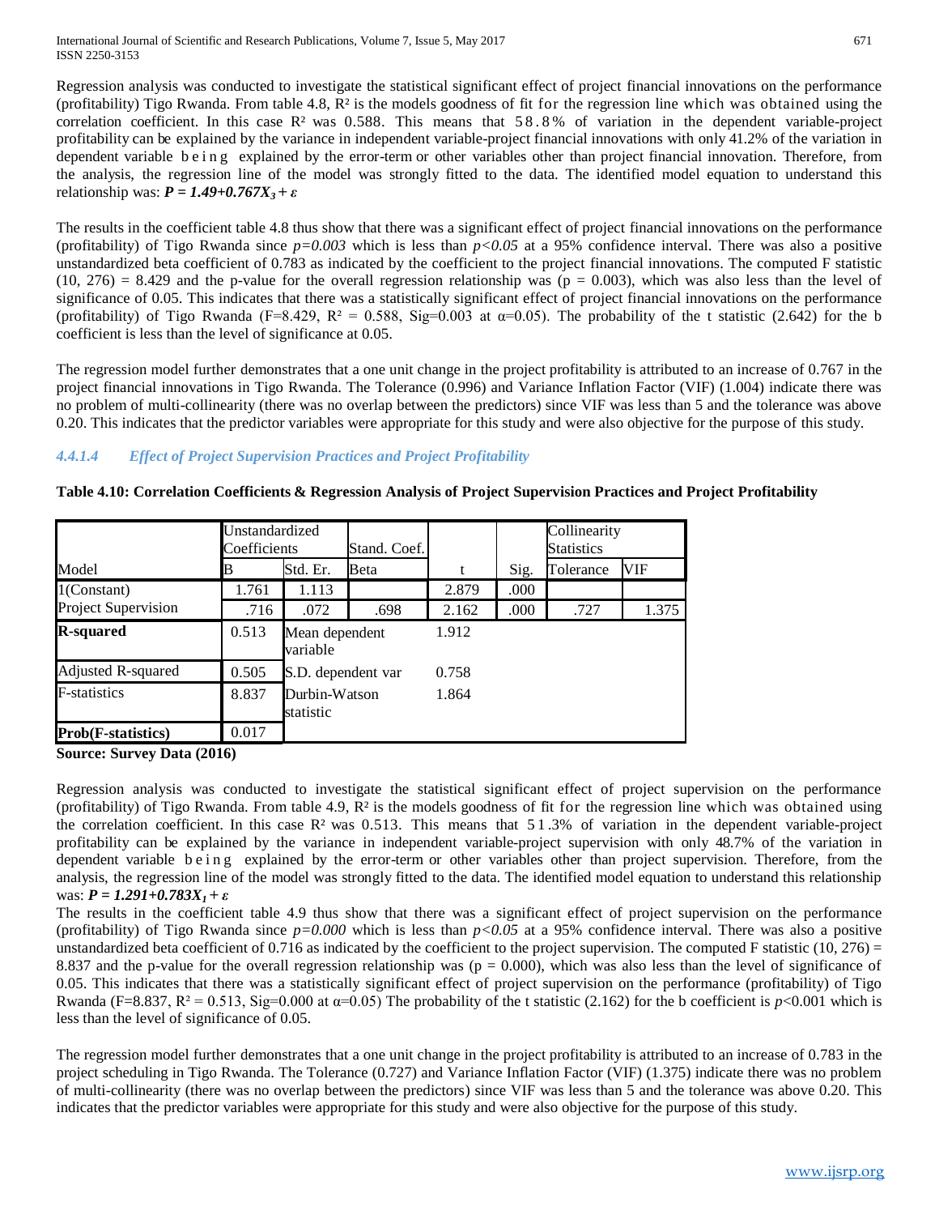Regression analysis was conducted to investigate the statistical significant effect of project financial innovations on the performance (profitability) Tigo Rwanda. From table 4.8, $R^2$ is the models goodness of fit for the regression line which was obtained using the correlation coefficient. In this case $R^2$ was 0.588. This means that 58.8% of variation in the dependent variable-project profitability can be explained by the variance in independent variable-project financial innovations with only 41.2% of the variation in dependent variable being explained by the error-term or other variables other than project financial innovation. Therefore, from the analysis, the regression line of the model was strongly fitted to the data. The identified model equation to understand this relationship was: $P = 1.49+0.767X_3 + \varepsilon$

The results in the coefficient table 4.8 thus show that there was a significant effect of project financial innovations on the performance (profitability) of Tigo Rwanda since $p=0.003$ which is less than $p<0.05$ at a 95% confidence interval. There was also a positive unstandardized beta coefficient of 0.783 as indicated by the coefficient to the project financial innovations. The computed F statistic (10, 276) = 8.429 and the p-value for the overall regression relationship was (p = 0.003), which was also less than the level of significance of 0.05. This indicates that there was a statistically significant effect of project financial innovations on the performance (profitability) of Tigo Rwanda (F=8.429, $R^2$ = 0.588, Sig=0.003 at $\alpha$=0.05). The probability of the t statistic (2.642) for the b coefficient is less than the level of significance at 0.05.

The regression model further demonstrates that a one unit change in the project profitability is attributed to an increase of 0.767 in the project financial innovations in Tigo Rwanda. The Tolerance (0.996) and Variance Inflation Factor (VIF) (1.004) indicate there was no problem of multi-collinearity (there was no overlap between the predictors) since VIF was less than 5 and the tolerance was above 0.20. This indicates that the predictor variables were appropriate for this study and were also objective for the purpose of this study.

#### *4.4.1.4 Effect of Project Supervision Practices and Project Profitability*

**Table 4.10: Correlation Coefficients & Regression Analysis of Project Supervision Practices and Project Profitability**

| | Unstandardized Coefficients | | Stand. Coef. | | | Collinearity Statistics | |
|---|---|---|---|---|---|---|---|
| Model | B | Std. Er. | Beta | t | Sig. | Tolerance | VIF |
| 1(Constant) | 1.761 | 1.113 | | 2.879 | .000 | | |
| Project Supervision | .716 | .072 | .698 | 2.162 | .000 | .727 | 1.375 |
| **R-squared** | 0.513 | Mean dependent variable | | 1.912 | | | |
| Adjusted R-squared | 0.505 | S.D. dependent var | | 0.758 | | | |
| F-statistics | 8.837 | Durbin-Watson statistic | | 1.864 | | | |
| **Prob(F-statistics)** | 0.017 | | | | | | |

**Source: Survey Data (2016)**

Regression analysis was conducted to investigate the statistical significant effect of project supervision on the performance (profitability) of Tigo Rwanda. From table 4.9, $R^2$ is the models goodness of fit for the regression line which was obtained using the correlation coefficient. In this case $R^2$ was 0.513. This means that 51.3% of variation in the dependent variable-project profitability can be explained by the variance in independent variable-project supervision with only 48.7% of the variation in dependent variable being explained by the error-term or other variables other than project supervision. Therefore, from the analysis, the regression line of the model was strongly fitted to the data. The identified model equation to understand this relationship was: $P = 1.291+0.783X_1 + \varepsilon$

The results in the coefficient table 4.9 thus show that there was a significant effect of project supervision on the performance (profitability) of Tigo Rwanda since $p=0.000$ which is less than $p<0.05$ at a 95% confidence interval. There was also a positive unstandardized beta coefficient of 0.716 as indicated by the coefficient to the project supervision. The computed F statistic (10, 276) = 8.837 and the p-value for the overall regression relationship was (p = 0.000), which was also less than the level of significance of 0.05. This indicates that there was a statistically significant effect of project supervision on the performance (profitability) of Tigo Rwanda (F=8.837, $R^2$ = 0.513, Sig=0.000 at $\alpha$=0.05) The probability of the t statistic (2.162) for the b coefficient is $p$<0.001 which is less than the level of significance of 0.05.

The regression model further demonstrates that a one unit change in the project profitability is attributed to an increase of 0.783 in the project scheduling in Tigo Rwanda. The Tolerance (0.727) and Variance Inflation Factor (VIF) (1.375) indicate there was no problem of multi-collinearity (there was no overlap between the predictors) since VIF was less than 5 and the tolerance was above 0.20. This indicates that the predictor variables were appropriate for this study and were also objective for the purpose of this study.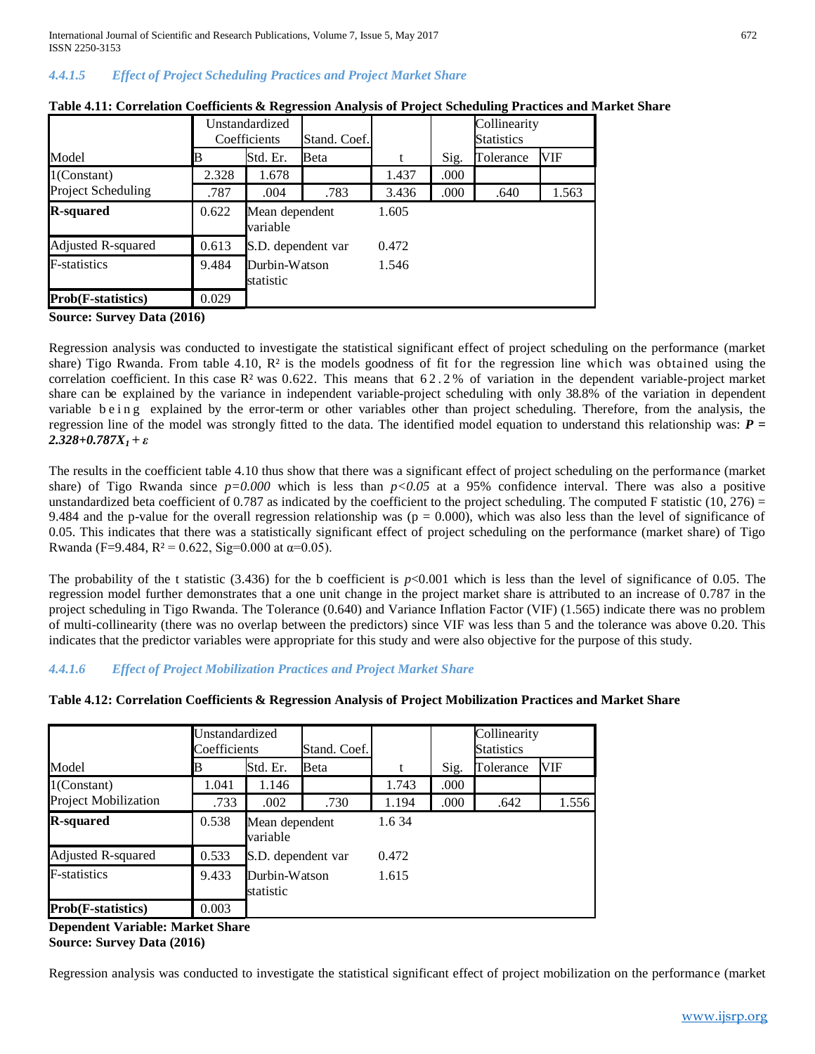#### 4.4.1.5 *Effect of Project Scheduling Practices and Project Market Share*

**Table 4.11: Correlation Coefficients & Regression Analysis of Project Scheduling Practices and Market Share**

| Model | Unstandardized Coefficients | | Stand. Coef. | t | Sig. | Collinearity Statistics | |
|---|---|---|---|---|---|---|---|
| | B | Std. Er. | Beta | | | Tolerance | VIF |
| 1(Constant) | 2.328 | 1.678 | | 1.437 | .000 | | |
| Project Scheduling | .787 | .004 | .783 | 3.436 | .000 | .640 | 1.563 |
| **R-squared** | 0.622 | Mean dependent variable | | 1.605 | | | |
| Adjusted R-squared | 0.613 | S.D. dependent var | | 0.472 | | | |
| F-statistics | 9.484 | Durbin-Watson statistic | | 1.546 | | | |
| **Prob(F-statistics)** | 0.029 | | | | | | |

**Source: Survey Data (2016)**

Regression analysis was conducted to investigate the statistical significant effect of project scheduling on the performance (market share) Tigo Rwanda. From table 4.10, $R^2$ is the models goodness of fit for the regression line which was obtained using the correlation coefficient. In this case $R^2$ was 0.622. This means that 62.2% of variation in the dependent variable-project market share can be explained by the variance in independent variable-project scheduling with only 38.8% of the variation in dependent variable being explained by the error-term or other variables other than project scheduling. Therefore, from the analysis, the regression line of the model was strongly fitted to the data. The identified model equation to understand this relationship was: $\boldsymbol{P = 2.328+0.787X_1 + \varepsilon}$

The results in the coefficient table 4.10 thus show that there was a significant effect of project scheduling on the performance (market share) of Tigo Rwanda since $p=0.000$ which is less than $p<0.05$ at a 95% confidence interval. There was also a positive unstandardized beta coefficient of 0.787 as indicated by the coefficient to the project scheduling. The computed F statistic $(10, 276) = 9.484$ and the p-value for the overall regression relationship was ($p = 0.000$), which was also less than the level of significance of 0.05. This indicates that there was a statistically significant effect of project scheduling on the performance (market share) of Tigo Rwanda ($F=9.484$, $R^2 = 0.622$, Sig=0.000 at $\alpha=0.05$).

The probability of the t statistic (3.436) for the b coefficient is $p<0.001$ which is less than the level of significance of 0.05. The regression model further demonstrates that a one unit change in the project market share is attributed to an increase of 0.787 in the project scheduling in Tigo Rwanda. The Tolerance (0.640) and Variance Inflation Factor (VIF) (1.565) indicate there was no problem of multi-collinearity (there was no overlap between the predictors) since VIF was less than 5 and the tolerance was above 0.20. This indicates that the predictor variables were appropriate for this study and were also objective for the purpose of this study.

#### 4.4.1.6 *Effect of Project Mobilization Practices and Project Market Share*

**Table 4.12: Correlation Coefficients & Regression Analysis of Project Mobilization Practices and Market Share**

| Model | Unstandardized Coefficients | | Stand. Coef. | t | Sig. | Collinearity Statistics | |
|---|---|---|---|---|---|---|---|
| | B | Std. Er. | Beta | | | Tolerance | VIF |
| 1(Constant) | 1.041 | 1.146 | | 1.743 | .000 | | |
| Project Mobilization | .733 | .002 | .730 | 1.194 | .000 | .642 | 1.556 |
| **R-squared** | 0.538 | Mean dependent variable | | 1.6 34 | | | |
| Adjusted R-squared | 0.533 | S.D. dependent var | | 0.472 | | | |
| F-statistics | 9.433 | Durbin-Watson statistic | | 1.615 | | | |
| **Prob(F-statistics)** | 0.003 | | | | | | |

**Dependent Variable: Market Share**
**Source: Survey Data (2016)**

Regression analysis was conducted to investigate the statistical significant effect of project mobilization on the performance (market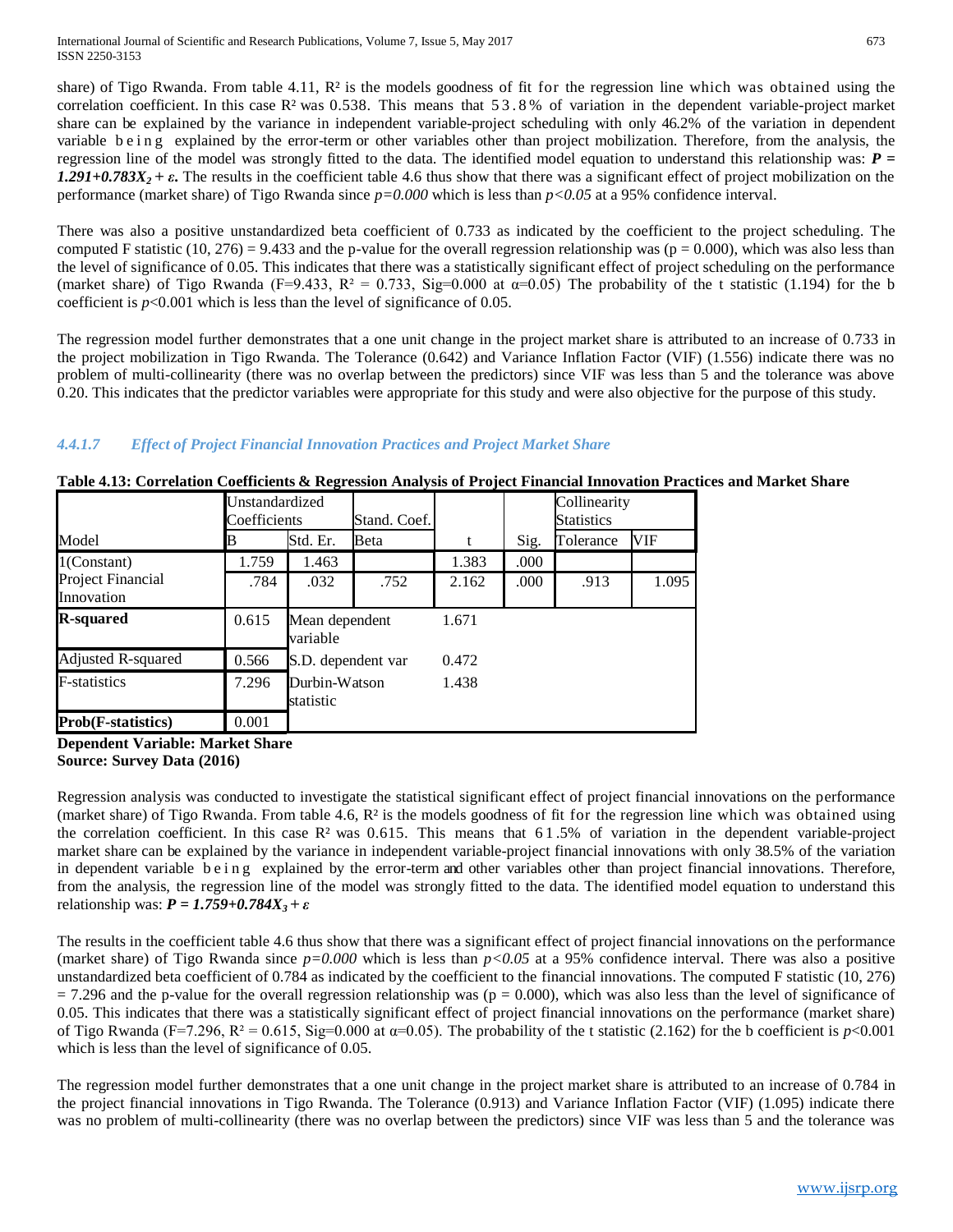share) of Tigo Rwanda. From table 4.11, $R^2$ is the models goodness of fit for the regression line which was obtained using the correlation coefficient. In this case $R^2$ was 0.538. This means that 53.8% of variation in the dependent variable-project market share can be explained by the variance in independent variable-project scheduling with only 46.2% of the variation in dependent variable being explained by the error-term or other variables other than project mobilization. Therefore, from the analysis, the regression line of the model was strongly fitted to the data. The identified model equation to understand this relationship was: $\boldsymbol{P = 1.291+0.783X_2 + \varepsilon}$. The results in the coefficient table 4.6 thus show that there was a significant effect of project mobilization on the performance (market share) of Tigo Rwanda since $p=0.000$ which is less than $p<0.05$ at a 95% confidence interval.

There was also a positive unstandardized beta coefficient of 0.733 as indicated by the coefficient to the project scheduling. The computed F statistic (10, 276) = 9.433 and the p-value for the overall regression relationship was (p = 0.000), which was also less than the level of significance of 0.05. This indicates that there was a statistically significant effect of project scheduling on the performance (market share) of Tigo Rwanda (F=9.433, $R^2$ = 0.733, Sig=0.000 at $\alpha$=0.05) The probability of the t statistic (1.194) for the b coefficient is $p$<0.001 which is less than the level of significance of 0.05.

The regression model further demonstrates that a one unit change in the project market share is attributed to an increase of 0.733 in the project mobilization in Tigo Rwanda. The Tolerance (0.642) and Variance Inflation Factor (VIF) (1.556) indicate there was no problem of multi-collinearity (there was no overlap between the predictors) since VIF was less than 5 and the tolerance was above 0.20. This indicates that the predictor variables were appropriate for this study and were also objective for the purpose of this study.

#### *4.4.1.7 Effect of Project Financial Innovation Practices and Project Market Share*

**Table 4.13: Correlation Coefficients & Regression Analysis of Project Financial Innovation Practices and Market Share**

| | Unstandardized Coefficients | | Stand. Coef. | | | Collinearity Statistics | |
|---|---|---|---|---|---|---|---|
| Model | B | Std. Er. | Beta | t | Sig. | Tolerance | VIF |
| 1(Constant) | 1.759 | 1.463 | | 1.383 | .000 | | |
| Project Financial Innovation | .784 | .032 | .752 | 2.162 | .000 | .913 | 1.095 |
| **R-squared** | 0.615 | Mean dependent variable | | 1.671 | | | |
| Adjusted R-squared | 0.566 | S.D. dependent var | | 0.472 | | | |
| F-statistics | 7.296 | Durbin-Watson statistic | | 1.438 | | | |
| **Prob(F-statistics)** | 0.001 | | | | | | |

**Dependent Variable: Market Share**
**Source: Survey Data (2016)**

Regression analysis was conducted to investigate the statistical significant effect of project financial innovations on the performance (market share) of Tigo Rwanda. From table 4.6, $R^2$ is the models goodness of fit for the regression line which was obtained using the correlation coefficient. In this case $R^2$ was 0.615. This means that 61.5% of variation in the dependent variable-project market share can be explained by the variance in independent variable-project financial innovations with only 38.5% of the variation in dependent variable being explained by the error-term and other variables other than project financial innovations. Therefore, from the analysis, the regression line of the model was strongly fitted to the data. The identified model equation to understand this relationship was: $\boldsymbol{P = 1.759+0.784X_3 + \varepsilon}$

The results in the coefficient table 4.6 thus show that there was a significant effect of project financial innovations on the performance (market share) of Tigo Rwanda since $p=0.000$ which is less than $p<0.05$ at a 95% confidence interval. There was also a positive unstandardized beta coefficient of 0.784 as indicated by the coefficient to the financial innovations. The computed F statistic (10, 276) = 7.296 and the p-value for the overall regression relationship was (p = 0.000), which was also less than the level of significance of 0.05. This indicates that there was a statistically significant effect of project financial innovations on the performance (market share) of Tigo Rwanda (F=7.296, $R^2$ = 0.615, Sig=0.000 at $\alpha$=0.05). The probability of the t statistic (2.162) for the b coefficient is $p$<0.001 which is less than the level of significance of 0.05.

The regression model further demonstrates that a one unit change in the project market share is attributed to an increase of 0.784 in the project financial innovations in Tigo Rwanda. The Tolerance (0.913) and Variance Inflation Factor (VIF) (1.095) indicate there was no problem of multi-collinearity (there was no overlap between the predictors) since VIF was less than 5 and the tolerance was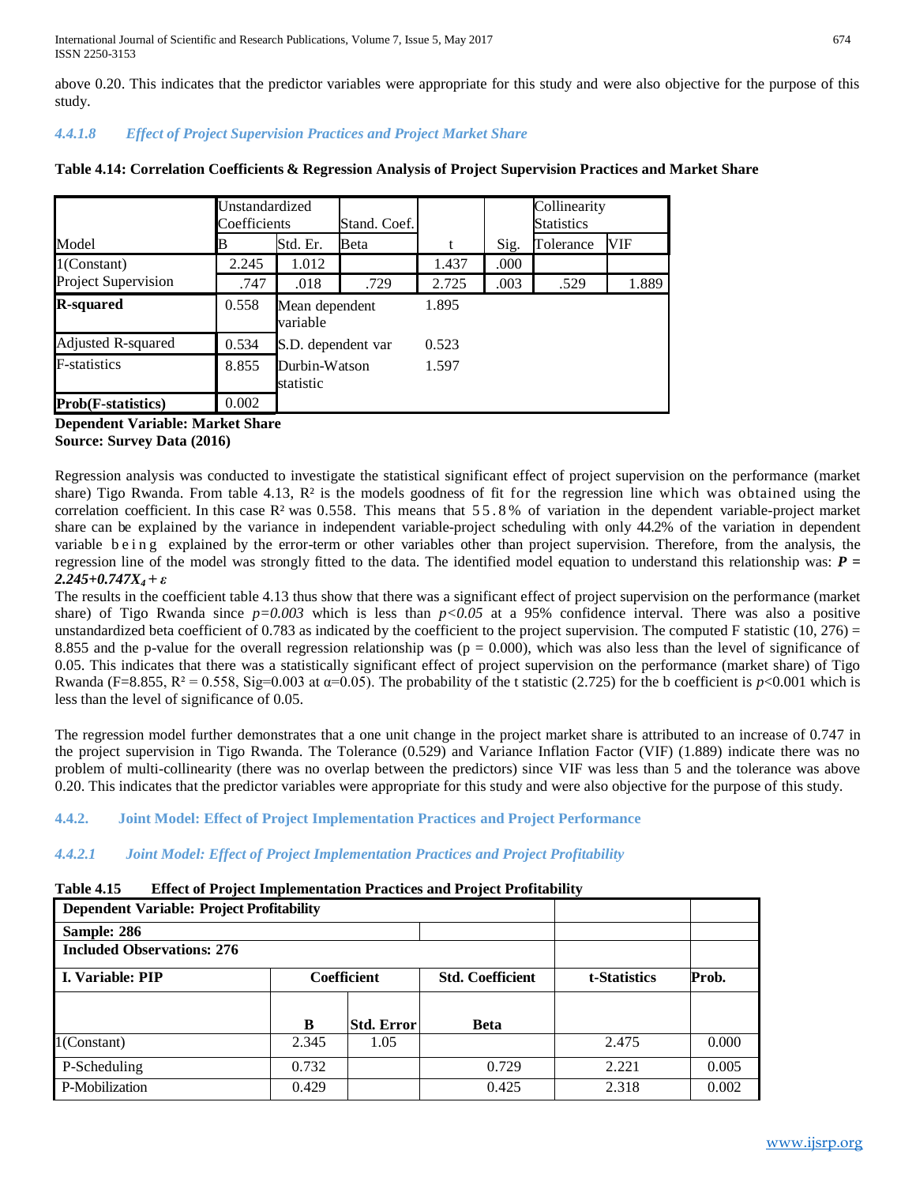above 0.20. This indicates that the predictor variables were appropriate for this study and were also objective for the purpose of this study.

#### *4.4.1.8 Effect of Project Supervision Practices and Project Market Share*

**Table 4.14: Correlation Coefficients & Regression Analysis of Project Supervision Practices and Market Share**

| | Unstandardized Coefficients | | Stand. Coef. | | | Collinearity Statistics | |
|---|---|---|---|---|---|---|---|
| Model | B | Std. Er. | Beta | t | Sig. | Tolerance | VIF |
| 1(Constant) | 2.245 | 1.012 | | 1.437 | .000 | | |
| Project Supervision | .747 | .018 | .729 | 2.725 | .003 | .529 | 1.889 |
| **R-squared** | 0.558 | Mean dependent variable | | 1.895 | | | |
| Adjusted R-squared | 0.534 | S.D. dependent var | | 0.523 | | | |
| F-statistics | 8.855 | Durbin-Watson statistic | | 1.597 | | | |
| **Prob(F-statistics)** | 0.002 | | | | | | |

**Dependent Variable: Market Share**
**Source: Survey Data (2016)**

Regression analysis was conducted to investigate the statistical significant effect of project supervision on the performance (market share) Tigo Rwanda. From table 4.13, $R^2$ is the models goodness of fit for the regression line which was obtained using the correlation coefficient. In this case $R^2$ was 0.558. This means that 55.8% of variation in the dependent variable-project market share can be explained by the variance in independent variable-project scheduling with only 44.2% of the variation in dependent variable being explained by the error-term or other variables other than project supervision. Therefore, from the analysis, the regression line of the model was strongly fitted to the data. The identified model equation to understand this relationship was: $P = 2.245+0.747X_4+\varepsilon$

The results in the coefficient table 4.13 thus show that there was a significant effect of project supervision on the performance (market share) of Tigo Rwanda since $p=0.003$ which is less than $p<0.05$ at a 95% confidence interval. There was also a positive unstandardized beta coefficient of 0.783 as indicated by the coefficient to the project supervision. The computed F statistic $(10, 276) = 8.855$ and the p-value for the overall regression relationship was ($p = 0.000$), which was also less than the level of significance of 0.05. This indicates that there was a statistically significant effect of project supervision on the performance (market share) of Tigo Rwanda ($F=8.855$, $R^2 = 0.558$, $Sig=0.003$ at $\alpha=0.05$). The probability of the t statistic (2.725) for the b coefficient is $p<0.001$ which is less than the level of significance of 0.05.

The regression model further demonstrates that a one unit change in the project market share is attributed to an increase of 0.747 in the project supervision in Tigo Rwanda. The Tolerance (0.529) and Variance Inflation Factor (VIF) (1.889) indicate there was no problem of multi-collinearity (there was no overlap between the predictors) since VIF was less than 5 and the tolerance was above 0.20. This indicates that the predictor variables were appropriate for this study and were also objective for the purpose of this study.

### 4.4.2. Joint Model: Effect of Project Implementation Practices and Project Performance

#### *4.4.2.1 Joint Model: Effect of Project Implementation Practices and Project Profitability*

**Table 4.15 Effect of Project Implementation Practices and Project Profitability**

| **Dependent Variable: Project Profitability** | | | | | |
|---|---|---|---|---|---|
| **Sample: 286** | | | | | |
| **Included Observations: 276** | | | | | |
| **I. Variable: PIP** | **Coefficient** | | **Std. Coefficient** | **t-Statistics** | **Prob.** |
| | **B** | **Std. Error** | **Beta** | | |
| 1(Constant) | 2.345 | 1.05 | | 2.475 | 0.000 |
| P-Scheduling | 0.732 | | 0.729 | 2.221 | 0.005 |
| P-Mobilization | 0.429 | | 0.425 | 2.318 | 0.002 |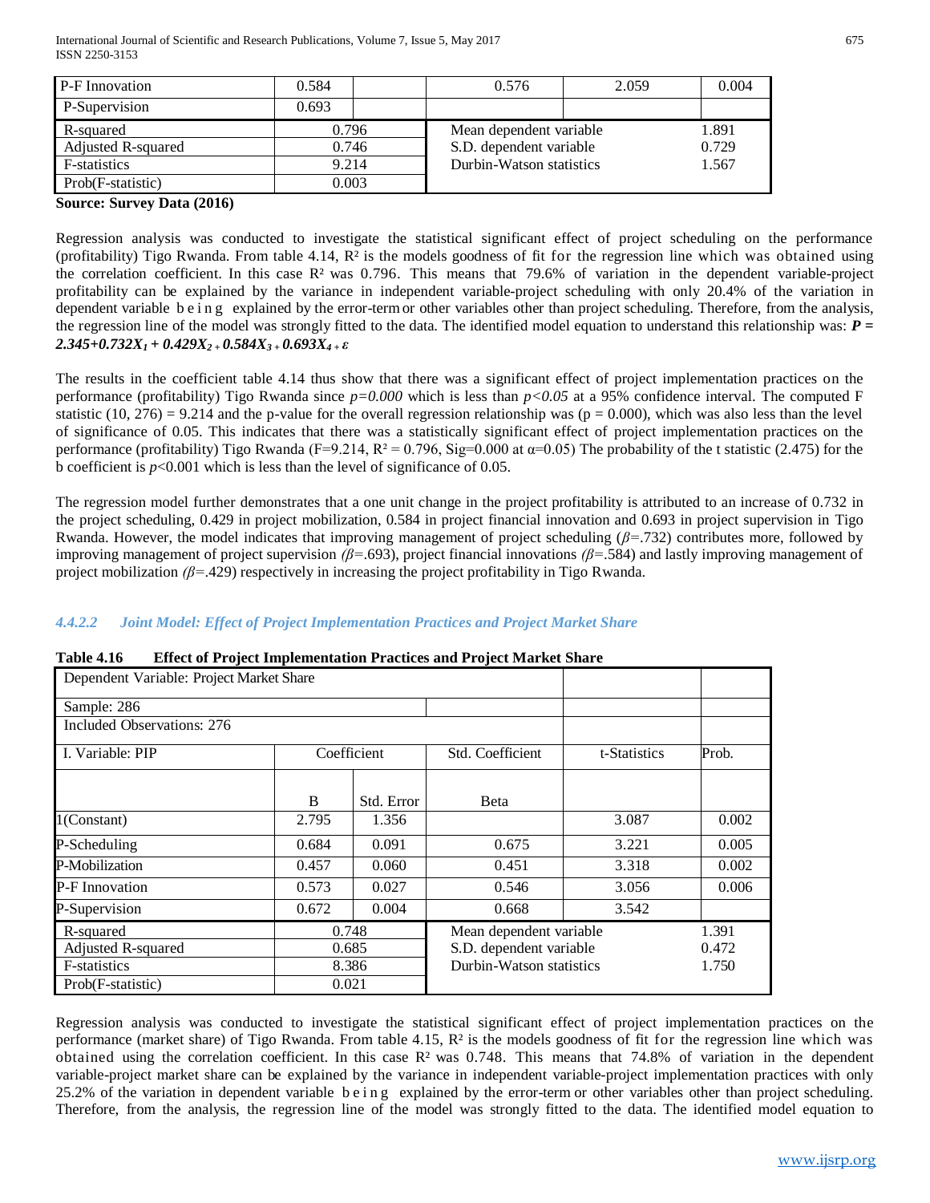| P-F Innovation | 0.584 | | 0.576 | 2.059 | 0.004 |
|---|---|---|---|---|---|
| P-Supervision | 0.693 | | | | |
| R-squared | 0.796 | | Mean dependent variable | | 1.891 |
| Adjusted R-squared | 0.746 | | S.D. dependent variable | | 0.729 |
| F-statistics | 9.214 | | Durbin-Watson statistics | | 1.567 |
| Prob(F-statistic) | 0.003 | | | | |

**Source: Survey Data (2016)**

Regression analysis was conducted to investigate the statistical significant effect of project scheduling on the performance (profitability) Tigo Rwanda. From table 4.14, $R^2$ is the models goodness of fit for the regression line which was obtained using the correlation coefficient. In this case $R^2$ was 0.796. This means that 79.6% of variation in the dependent variable-project profitability can be explained by the variance in independent variable-project scheduling with only 20.4% of the variation in dependent variable being explained by the error-term or other variables other than project scheduling. Therefore, from the analysis, the regression line of the model was strongly fitted to the data. The identified model equation to understand this relationship was: $P = 2.345+0.732X_1 + 0.429X_2 + 0.584X_3 + 0.693X_4 + \varepsilon$

The results in the coefficient table 4.14 thus show that there was a significant effect of project implementation practices on the performance (profitability) Tigo Rwanda since $p=0.000$ which is less than $p<0.05$ at a 95% confidence interval. The computed F statistic (10, 276) = 9.214 and the p-value for the overall regression relationship was (p = 0.000), which was also less than the level of significance of 0.05. This indicates that there was a statistically significant effect of project implementation practices on the performance (profitability) Tigo Rwanda (F=9.214, $R^2$ = 0.796, Sig=0.000 at $\alpha$=0.05) The probability of the t statistic (2.475) for the b coefficient is $p$<0.001 which is less than the level of significance of 0.05.

The regression model further demonstrates that a one unit change in the project profitability is attributed to an increase of 0.732 in the project scheduling, 0.429 in project mobilization, 0.584 in project financial innovation and 0.693 in project supervision in Tigo Rwanda. However, the model indicates that improving management of project scheduling ($\beta$=.732) contributes more, followed by improving management of project supervision ($\beta$=.693), project financial innovations ($\beta$=.584) and lastly improving management of project mobilization ($\beta$=.429) respectively in increasing the project profitability in Tigo Rwanda.

#### *4.4.2.2 Joint Model: Effect of Project Implementation Practices and Project Market Share*

**Table 4.16 Effect of Project Implementation Practices and Project Market Share**

| Dependent Variable: Project Market Share | | | | | |
|---|---|---|---|---|---|
| Sample: 286 | | | | | |
| Included Observations: 276 | | | | | |
| I. Variable: PIP | Coefficient | | Std. Coefficient | t-Statistics | Prob. |
| | B | Std. Error | Beta | | |
| 1(Constant) | 2.795 | 1.356 | | 3.087 | 0.002 |
| P-Scheduling | 0.684 | 0.091 | 0.675 | 3.221 | 0.005 |
| P-Mobilization | 0.457 | 0.060 | 0.451 | 3.318 | 0.002 |
| P-F Innovation | 0.573 | 0.027 | 0.546 | 3.056 | 0.006 |
| P-Supervision | 0.672 | 0.004 | 0.668 | 3.542 | |
| R-squared | 0.748 | | Mean dependent variable | | 1.391 |
| Adjusted R-squared | 0.685 | | S.D. dependent variable | | 0.472 |
| F-statistics | 8.386 | | Durbin-Watson statistics | | 1.750 |
| Prob(F-statistic) | 0.021 | | | | |

Regression analysis was conducted to investigate the statistical significant effect of project implementation practices on the performance (market share) of Tigo Rwanda. From table 4.15, $R^2$ is the models goodness of fit for the regression line which was obtained using the correlation coefficient. In this case $R^2$ was 0.748. This means that 74.8% of variation in the dependent variable-project market share can be explained by the variance in independent variable-project implementation practices with only 25.2% of the variation in dependent variable being explained by the error-term or other variables other than project scheduling. Therefore, from the analysis, the regression line of the model was strongly fitted to the data. The identified model equation to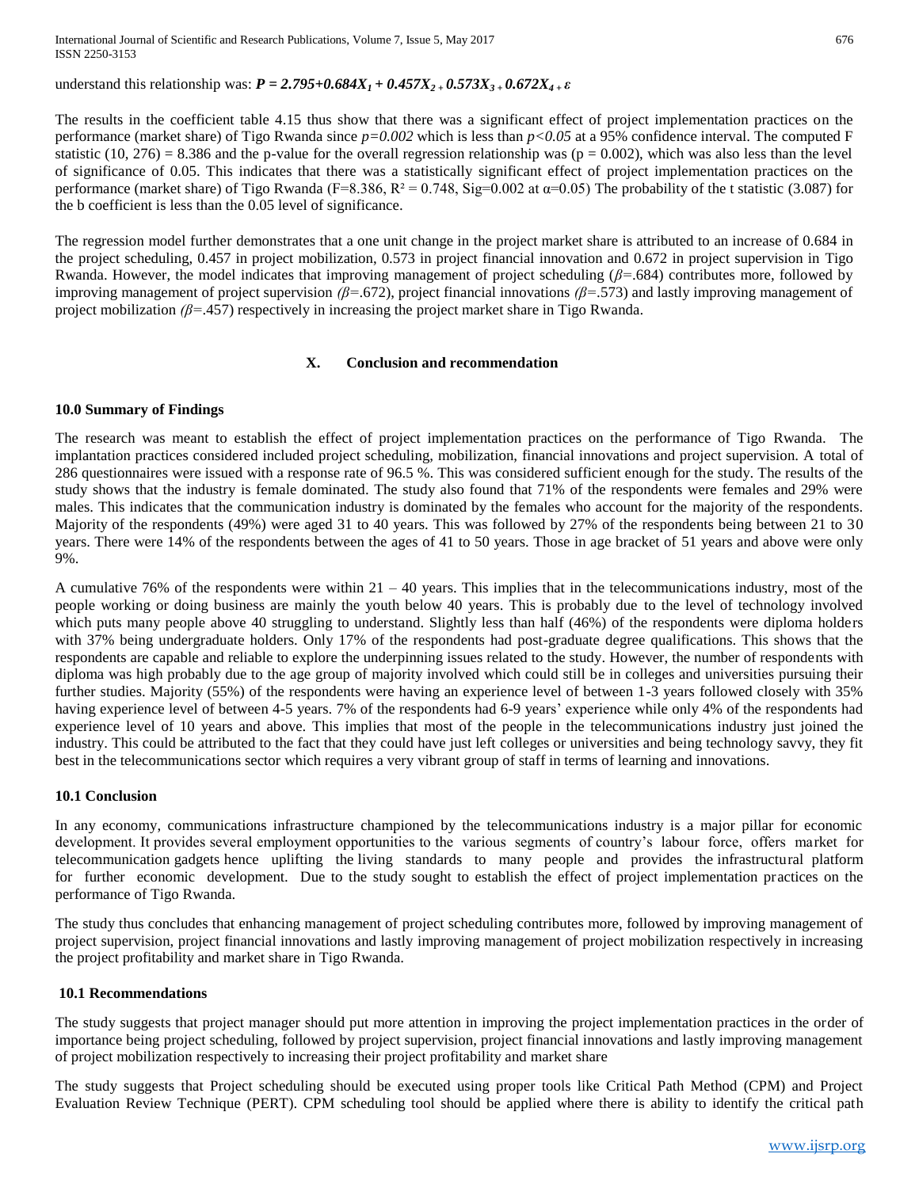understand this relationship was: $P = 2.795+0.684X_1 + 0.457X_2 + 0.573X_3 + 0.672X_4 + \varepsilon$

The results in the coefficient table 4.15 thus show that there was a significant effect of project implementation practices on the performance (market share) of Tigo Rwanda since $p=0.002$ which is less than $p<0.05$ at a 95% confidence interval. The computed F statistic (10, 276) = 8.386 and the p-value for the overall regression relationship was ($p = 0.002$), which was also less than the level of significance of 0.05. This indicates that there was a statistically significant effect of project implementation practices on the performance (market share) of Tigo Rwanda ($F=8.386$, $R^2 = 0.748$, Sig=0.002 at $\alpha=0.05$) The probability of the t statistic (3.087) for the b coefficient is less than the 0.05 level of significance.

The regression model further demonstrates that a one unit change in the project market share is attributed to an increase of 0.684 in the project scheduling, 0.457 in project mobilization, 0.573 in project financial innovation and 0.672 in project supervision in Tigo Rwanda. However, the model indicates that improving management of project scheduling ($\beta$=.684) contributes more, followed by improving management of project supervision ($\beta$=.672), project financial innovations ($\beta$=.573) and lastly improving management of project mobilization ($\beta$=.457) respectively in increasing the project market share in Tigo Rwanda.

## X. Conclusion and recommendation

### 10.0 Summary of Findings

The research was meant to establish the effect of project implementation practices on the performance of Tigo Rwanda. The implantation practices considered included project scheduling, mobilization, financial innovations and project supervision. A total of 286 questionnaires were issued with a response rate of 96.5 %. This was considered sufficient enough for the study. The results of the study shows that the industry is female dominated. The study also found that 71% of the respondents were females and 29% were males. This indicates that the communication industry is dominated by the females who account for the majority of the respondents. Majority of the respondents (49%) were aged 31 to 40 years. This was followed by 27% of the respondents being between 21 to 30 years. There were 14% of the respondents between the ages of 41 to 50 years. Those in age bracket of 51 years and above were only 9%.

A cumulative 76% of the respondents were within 21 – 40 years. This implies that in the telecommunications industry, most of the people working or doing business are mainly the youth below 40 years. This is probably due to the level of technology involved which puts many people above 40 struggling to understand. Slightly less than half (46%) of the respondents were diploma holders with 37% being undergraduate holders. Only 17% of the respondents had post-graduate degree qualifications. This shows that the respondents are capable and reliable to explore the underpinning issues related to the study. However, the number of respondents with diploma was high probably due to the age group of majority involved which could still be in colleges and universities pursuing their further studies. Majority (55%) of the respondents were having an experience level of between 1-3 years followed closely with 35% having experience level of between 4-5 years. 7% of the respondents had 6-9 years' experience while only 4% of the respondents had experience level of 10 years and above. This implies that most of the people in the telecommunications industry just joined the industry. This could be attributed to the fact that they could have just left colleges or universities and being technology savvy, they fit best in the telecommunications sector which requires a very vibrant group of staff in terms of learning and innovations.

### 10.1 Conclusion

In any economy, communications infrastructure championed by the telecommunications industry is a major pillar for economic development. It provides several employment opportunities to the various segments of country's labour force, offers market for telecommunication gadgets hence uplifting the living standards to many people and provides the infrastructural platform for further economic development. Due to the study sought to establish the effect of project implementation practices on the performance of Tigo Rwanda.

The study thus concludes that enhancing management of project scheduling contributes more, followed by improving management of project supervision, project financial innovations and lastly improving management of project mobilization respectively in increasing the project profitability and market share in Tigo Rwanda.

### 10.1 Recommendations

The study suggests that project manager should put more attention in improving the project implementation practices in the order of importance being project scheduling, followed by project supervision, project financial innovations and lastly improving management of project mobilization respectively to increasing their project profitability and market share

The study suggests that Project scheduling should be executed using proper tools like Critical Path Method (CPM) and Project Evaluation Review Technique (PERT). CPM scheduling tool should be applied where there is ability to identify the critical path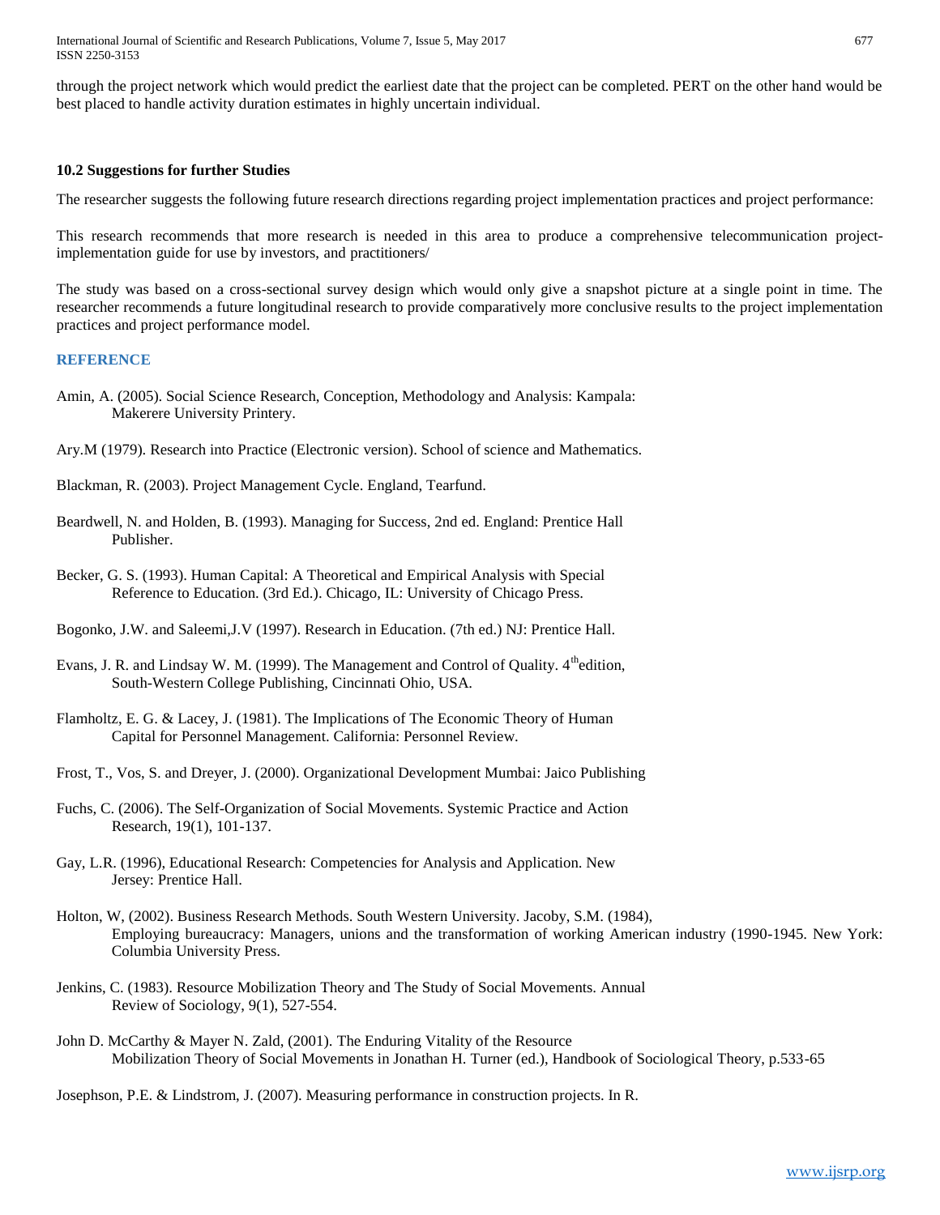through the project network which would predict the earliest date that the project can be completed. PERT on the other hand would be best placed to handle activity duration estimates in highly uncertain individual.

### 10.2 Suggestions for further Studies

The researcher suggests the following future research directions regarding project implementation practices and project performance:

This research recommends that more research is needed in this area to produce a comprehensive telecommunication project-implementation guide for use by investors, and practitioners/

The study was based on a cross-sectional survey design which would only give a snapshot picture at a single point in time. The researcher recommends a future longitudinal research to provide comparatively more conclusive results to the project implementation practices and project performance model.

## REFERENCE

Amin, A. (2005). Social Science Research, Conception, Methodology and Analysis: Kampala: Makerere University Printery.

Ary.M (1979). Research into Practice (Electronic version). School of science and Mathematics.

Blackman, R. (2003). Project Management Cycle. England, Tearfund.

Beardwell, N. and Holden, B. (1993). Managing for Success, 2nd ed. England: Prentice Hall Publisher.

Becker, G. S. (1993). Human Capital: A Theoretical and Empirical Analysis with Special Reference to Education. (3rd Ed.). Chicago, IL: University of Chicago Press.

Bogonko, J.W. and Saleemi,J.V (1997). Research in Education. (7th ed.) NJ: Prentice Hall.

Evans, J. R. and Lindsay W. M. (1999). The Management and Control of Quality. 4th edition, South-Western College Publishing, Cincinnati Ohio, USA.

Flamholtz, E. G. & Lacey, J. (1981). The Implications of The Economic Theory of Human Capital for Personnel Management. California: Personnel Review.

Frost, T., Vos, S. and Dreyer, J. (2000). Organizational Development Mumbai: Jaico Publishing

Fuchs, C. (2006). The Self-Organization of Social Movements. Systemic Practice and Action Research, 19(1), 101-137.

Gay, L.R. (1996), Educational Research: Competencies for Analysis and Application. New Jersey: Prentice Hall.

Holton, W, (2002). Business Research Methods. South Western University. Jacoby, S.M. (1984), Employing bureaucracy: Managers, unions and the transformation of working American industry (1990-1945. New York: Columbia University Press.

Jenkins, C. (1983). Resource Mobilization Theory and The Study of Social Movements. Annual Review of Sociology, 9(1), 527-554.

John D. McCarthy & Mayer N. Zald, (2001). The Enduring Vitality of the Resource Mobilization Theory of Social Movements in Jonathan H. Turner (ed.), Handbook of Sociological Theory, p.533-65

Josephson, P.E. & Lindstrom, J. (2007). Measuring performance in construction projects. In R.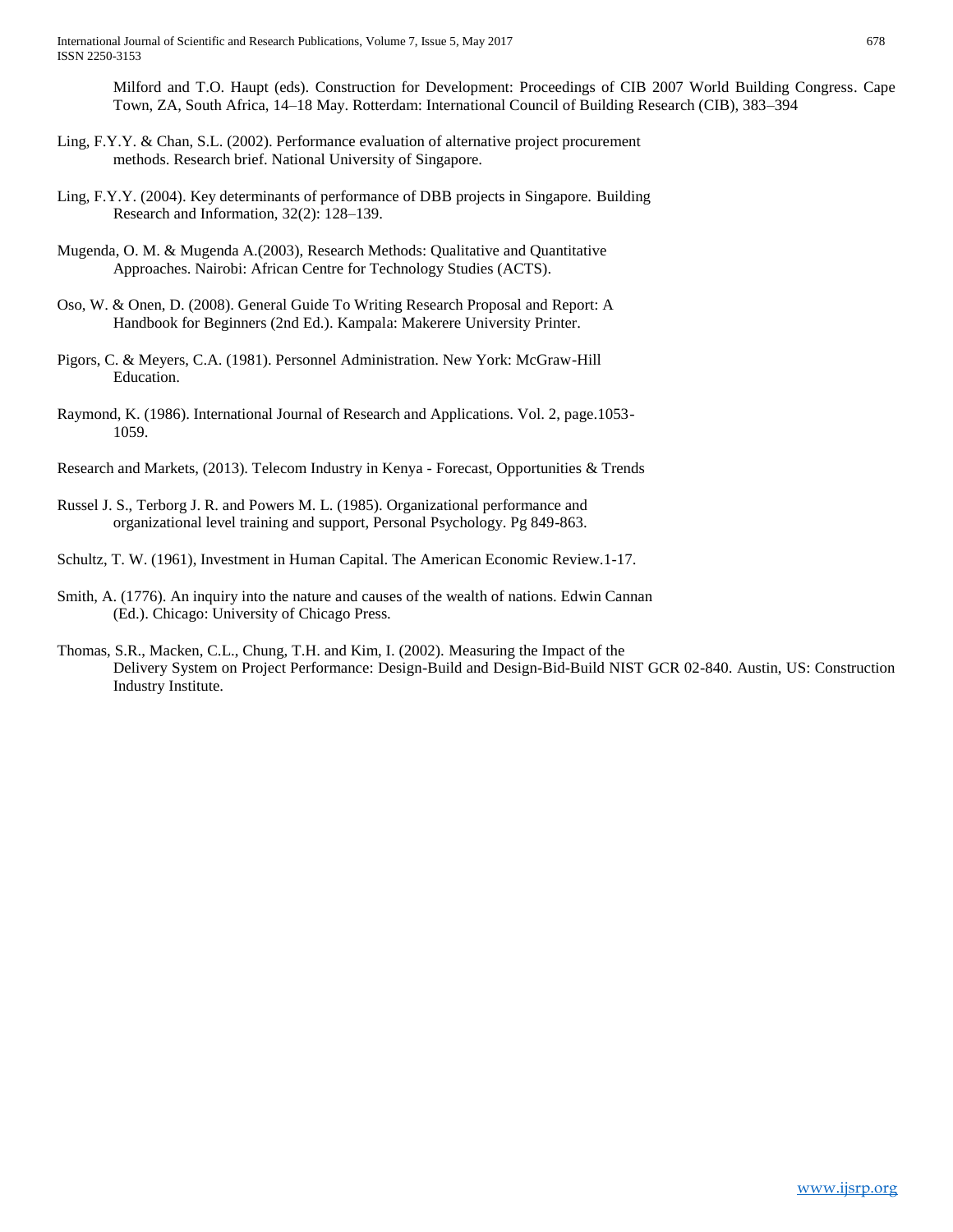Milford and T.O. Haupt (eds). Construction for Development: Proceedings of CIB 2007 World Building Congress. Cape Town, ZA, South Africa, 14–18 May. Rotterdam: International Council of Building Research (CIB), 383–394

Ling, F.Y.Y. & Chan, S.L. (2002). Performance evaluation of alternative project procurement methods. Research brief. National University of Singapore.

Ling, F.Y.Y. (2004). Key determinants of performance of DBB projects in Singapore. Building Research and Information, 32(2): 128–139.

Mugenda, O. M. & Mugenda A.(2003), Research Methods: Qualitative and Quantitative Approaches. Nairobi: African Centre for Technology Studies (ACTS).

Oso, W. & Onen, D. (2008). General Guide To Writing Research Proposal and Report: A Handbook for Beginners (2nd Ed.). Kampala: Makerere University Printer.

Pigors, C. & Meyers, C.A. (1981). Personnel Administration. New York: McGraw-Hill Education.

Raymond, K. (1986). International Journal of Research and Applications. Vol. 2, page.1053-1059.

Research and Markets, (2013). Telecom Industry in Kenya - Forecast, Opportunities & Trends

Russel J. S., Terborg J. R. and Powers M. L. (1985). Organizational performance and organizational level training and support, Personal Psychology. Pg 849-863.

Schultz, T. W. (1961), Investment in Human Capital. The American Economic Review.1-17.

Smith, A. (1776). An inquiry into the nature and causes of the wealth of nations. Edwin Cannan (Ed.). Chicago: University of Chicago Press.

Thomas, S.R., Macken, C.L., Chung, T.H. and Kim, I. (2002). Measuring the Impact of the Delivery System on Project Performance: Design-Build and Design-Bid-Build NIST GCR 02-840. Austin, US: Construction Industry Institute.